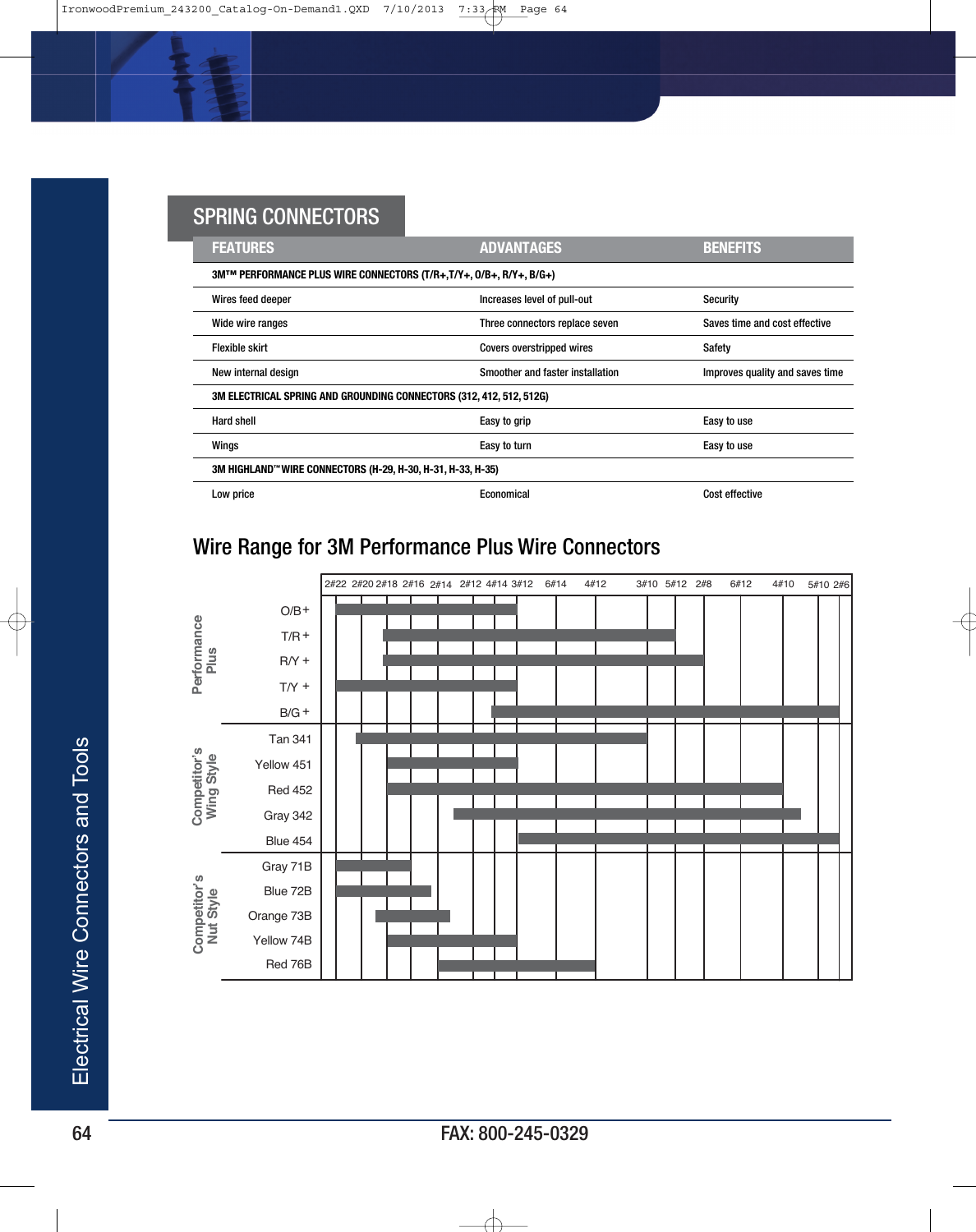## SPRING CONNECTORS

| FEATURES | ADVANTAGES | BENEFITS |
|---|---|---|
| **3M™ PERFORMANCE PLUS WIRE CONNECTORS (T/R+,T/Y+, O/B+, R/Y+, B/G+)** | | |
| Wires feed deeper | Increases level of pull-out | Security |
| Wide wire ranges | Three connectors replace seven | Saves time and cost effective |
| Flexible skirt | Covers overstripped wires | Safety |
| New internal design | Smoother and faster installation | Improves quality and saves time |
| **3M ELECTRICAL SPRING AND GROUNDING CONNECTORS (312, 412, 512, 512G)** | | |
| Hard shell | Easy to grip | Easy to use |
| Wings | Easy to turn | Easy to use |
| **3M HIGHLAND™ WIRE CONNECTORS (H-29, H-30, H-31, H-33, H-35)** | | |
| Low price | Economical | Cost effective |

## Wire Range for 3M Performance Plus Wire Connectors

Wire range scale (left to right): 2#22, 2#20, 2#18, 2#16, 2#14, 2#12, 4#14, 3#12, 6#14, 4#12, 3#10, 5#12, 2#8, 6#12, 4#10, 5#10, 2#6

**Performance Plus**
- O/B+
- T/R+
- R/Y+
- T/Y+
- B/G+

**Competitor's Wing Style**
- Tan 341
- Yellow 451
- Red 452
- Gray 342
- Blue 454

**Competitor's Nut Style**
- Gray 71B
- Blue 72B
- Orange 73B
- Yellow 74B
- Red 76B

FAX: 800-245-0329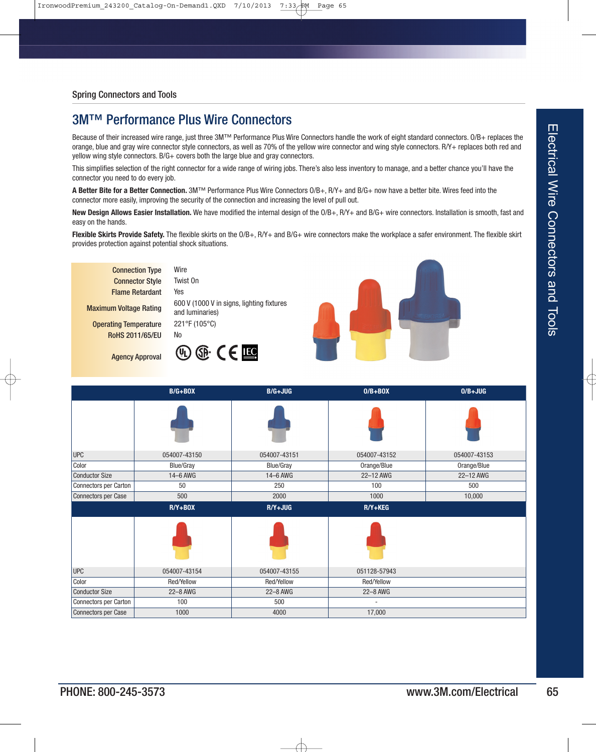## Spring Connectors and Tools

# 3M™ Performance Plus Wire Connectors

Because of their increased wire range, just three 3M™ Performance Plus Wire Connectors handle the work of eight standard connectors. O/B+ replaces the orange, blue and gray wire connector style connectors, as well as 70% of the yellow wire connector and wing style connectors. R/Y+ replaces both red and yellow wing style connectors. B/G+ covers both the large blue and gray connectors.

This simplifies selection of the right connector for a wide range of wiring jobs. There's also less inventory to manage, and a better chance you'll have the connector you need to do every job.

**A Better Bite for a Better Connection.** 3M™ Performance Plus Wire Connectors O/B+, R/Y+ and B/G+ now have a better bite. Wires feed into the connector more easily, improving the security of the connection and increasing the level of pull out.

**New Design Allows Easier Installation.** We have modified the internal design of the O/B+, R/Y+ and B/G+ wire connectors. Installation is smooth, fast and easy on the hands.

**Flexible Skirts Provide Safety.** The flexible skirts on the O/B+, R/Y+ and B/G+ wire connectors make the workplace a safer environment. The flexible skirt provides protection against potential shock situations.

| | |
|---|---|
| Connection Type | Wire |
| Connector Style | Twist On |
| Flame Retardant | Yes |
| Maximum Voltage Rating | 600 V (1000 V in signs, lighting fixtures and luminaries) |
| Operating Temperature | 221°F (105°C) |
| RoHS 2011/65/EU | No |
| Agency Approval | UL, CSA, CE, IEC |

| | B/G+BOX | B/G+JUG | O/B+BOX | O/B+JUG |
|---|---|---|---|---|
| UPC | 054007-43150 | 054007-43151 | 054007-43152 | 054007-43153 |
| Color | Blue/Gray | Blue/Gray | Orange/Blue | Orange/Blue |
| Conductor Size | 14–6 AWG | 14–6 AWG | 22–12 AWG | 22–12 AWG |
| Connectors per Carton | 50 | 250 | 100 | 500 |
| Connectors per Case | 500 | 2000 | 1000 | 10,000 |

| | R/Y+BOX | R/Y+JUG | R/Y+KEG |
|---|---|---|---|
| UPC | 054007-43154 | 054007-43155 | 051128-57943 |
| Color | Red/Yellow | Red/Yellow | Red/Yellow |
| Conductor Size | 22–8 AWG | 22–8 AWG | 22–8 AWG |
| Connectors per Carton | 100 | 500 | - |
| Connectors per Case | 1000 | 4000 | 17,000 |

PHONE: 800-245-3573 www.3M.com/Electrical